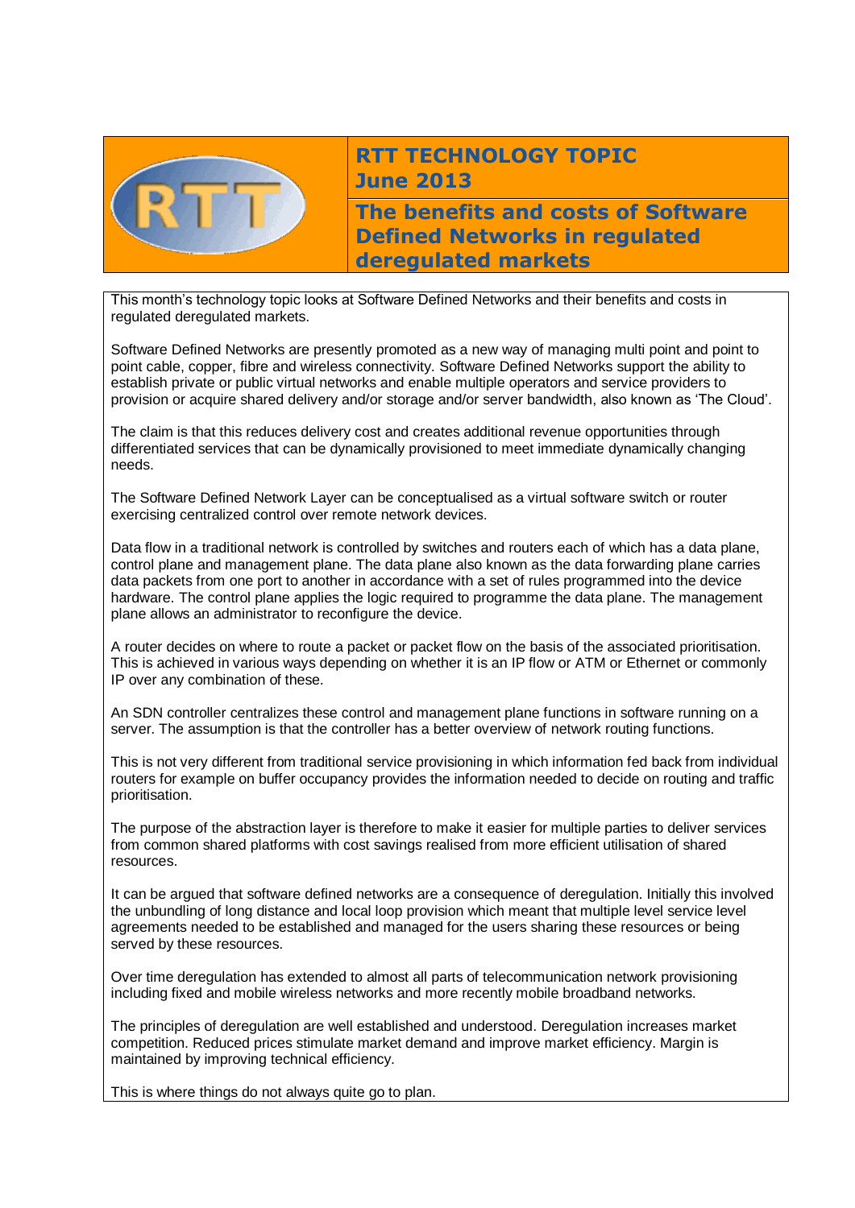# RTT TECHNOLOGY TOPIC
## June 2013

## The benefits and costs of Software Defined Networks in regulated deregulated markets

This month's technology topic looks at Software Defined Networks and their benefits and costs in regulated deregulated markets.

Software Defined Networks are presently promoted as a new way of managing multi point and point to point cable, copper, fibre and wireless connectivity. Software Defined Networks support the ability to establish private or public virtual networks and enable multiple operators and service providers to provision or acquire shared delivery and/or storage and/or server bandwidth, also known as 'The Cloud'.

The claim is that this reduces delivery cost and creates additional revenue opportunities through differentiated services that can be dynamically provisioned to meet immediate dynamically changing needs.

The Software Defined Network Layer can be conceptualised as a virtual software switch or router exercising centralized control over remote network devices.

Data flow in a traditional network is controlled by switches and routers each of which has a data plane, control plane and management plane. The data plane also known as the data forwarding plane carries data packets from one port to another in accordance with a set of rules programmed into the device hardware. The control plane applies the logic required to programme the data plane. The management plane allows an administrator to reconfigure the device.

A router decides on where to route a packet or packet flow on the basis of the associated prioritisation. This is achieved in various ways depending on whether it is an IP flow or ATM or Ethernet or commonly IP over any combination of these.

An SDN controller centralizes these control and management plane functions in software running on a server. The assumption is that the controller has a better overview of network routing functions.

This is not very different from traditional service provisioning in which information fed back from individual routers for example on buffer occupancy provides the information needed to decide on routing and traffic prioritisation.

The purpose of the abstraction layer is therefore to make it easier for multiple parties to deliver services from common shared platforms with cost savings realised from more efficient utilisation of shared resources.

It can be argued that software defined networks are a consequence of deregulation. Initially this involved the unbundling of long distance and local loop provision which meant that multiple level service level agreements needed to be established and managed for the users sharing these resources or being served by these resources.

Over time deregulation has extended to almost all parts of telecommunication network provisioning including fixed and mobile wireless networks and more recently mobile broadband networks.

The principles of deregulation are well established and understood. Deregulation increases market competition. Reduced prices stimulate market demand and improve market efficiency. Margin is maintained by improving technical efficiency.

This is where things do not always quite go to plan.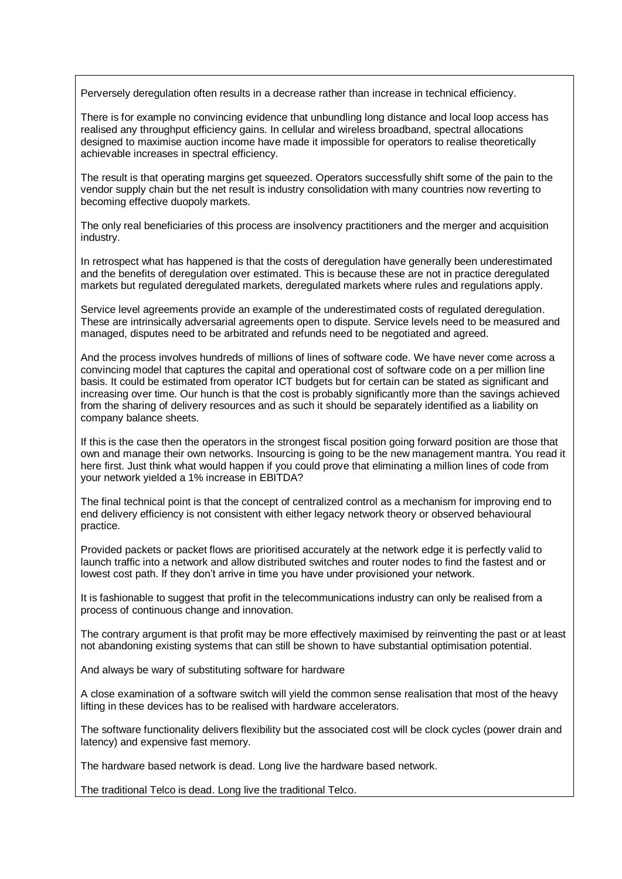Perversely deregulation often results in a decrease rather than increase in technical efficiency.

There is for example no convincing evidence that unbundling long distance and local loop access has realised any throughput efficiency gains. In cellular and wireless broadband, spectral allocations designed to maximise auction income have made it impossible for operators to realise theoretically achievable increases in spectral efficiency.

The result is that operating margins get squeezed. Operators successfully shift some of the pain to the vendor supply chain but the net result is industry consolidation with many countries now reverting to becoming effective duopoly markets.

The only real beneficiaries of this process are insolvency practitioners and the merger and acquisition industry.

In retrospect what has happened is that the costs of deregulation have generally been underestimated and the benefits of deregulation over estimated. This is because these are not in practice deregulated markets but regulated deregulated markets, deregulated markets where rules and regulations apply.

Service level agreements provide an example of the underestimated costs of regulated deregulation. These are intrinsically adversarial agreements open to dispute. Service levels need to be measured and managed, disputes need to be arbitrated and refunds need to be negotiated and agreed.

And the process involves hundreds of millions of lines of software code. We have never come across a convincing model that captures the capital and operational cost of software code on a per million line basis. It could be estimated from operator ICT budgets but for certain can be stated as significant and increasing over time. Our hunch is that the cost is probably significantly more than the savings achieved from the sharing of delivery resources and as such it should be separately identified as a liability on company balance sheets.

If this is the case then the operators in the strongest fiscal position going forward position are those that own and manage their own networks. Insourcing is going to be the new management mantra. You read it here first. Just think what would happen if you could prove that eliminating a million lines of code from your network yielded a 1% increase in EBITDA?

The final technical point is that the concept of centralized control as a mechanism for improving end to end delivery efficiency is not consistent with either legacy network theory or observed behavioural practice.

Provided packets or packet flows are prioritised accurately at the network edge it is perfectly valid to launch traffic into a network and allow distributed switches and router nodes to find the fastest and or lowest cost path. If they don't arrive in time you have under provisioned your network.

It is fashionable to suggest that profit in the telecommunications industry can only be realised from a process of continuous change and innovation.

The contrary argument is that profit may be more effectively maximised by reinventing the past or at least not abandoning existing systems that can still be shown to have substantial optimisation potential.

And always be wary of substituting software for hardware

A close examination of a software switch will yield the common sense realisation that most of the heavy lifting in these devices has to be realised with hardware accelerators.

The software functionality delivers flexibility but the associated cost will be clock cycles (power drain and latency) and expensive fast memory.

The hardware based network is dead. Long live the hardware based network.

The traditional Telco is dead. Long live the traditional Telco.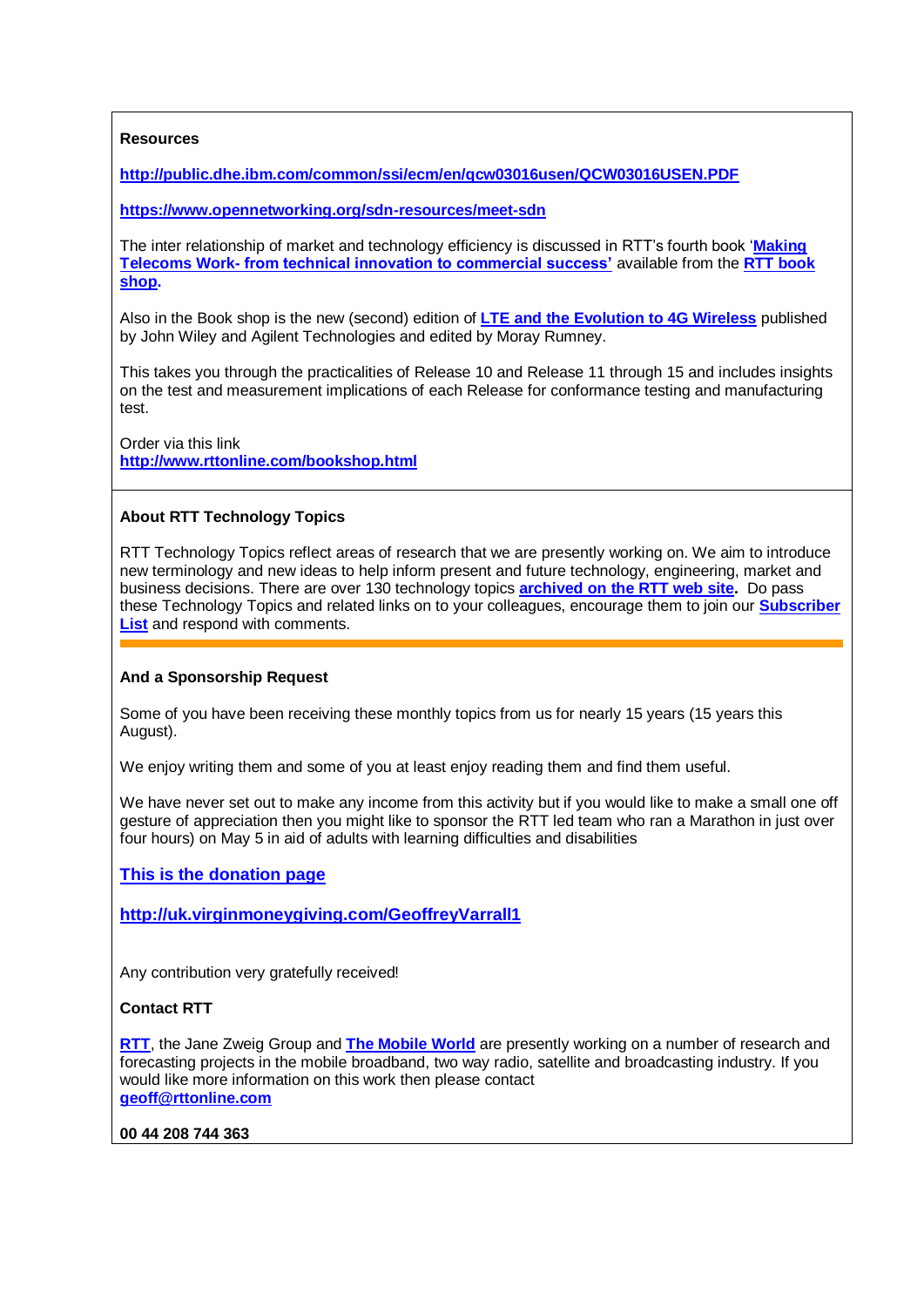**Resources**

**http://public.dhe.ibm.com/common/ssi/ecm/en/qcw03016usen/QCW03016USEN.PDF**

**https://www.opennetworking.org/sdn-resources/meet-sdn**

The inter relationship of market and technology efficiency is discussed in RTT's fourth book '**Making Telecoms Work- from technical innovation to commercial success'** available from the **RTT book shop.**

Also in the Book shop is the new (second) edition of **LTE and the Evolution to 4G Wireless** published by John Wiley and Agilent Technologies and edited by Moray Rumney.

This takes you through the practicalities of Release 10 and Release 11 through 15 and includes insights on the test and measurement implications of each Release for conformance testing and manufacturing test.

Order via this link
**http://www.rttonline.com/bookshop.html**

**About RTT Technology Topics**

RTT Technology Topics reflect areas of research that we are presently working on. We aim to introduce new terminology and new ideas to help inform present and future technology, engineering, market and business decisions. There are over 130 technology topics **archived on the RTT web site.** Do pass these Technology Topics and related links on to your colleagues, encourage them to join our **Subscriber List** and respond with comments.

**And a Sponsorship Request**

Some of you have been receiving these monthly topics from us for nearly 15 years (15 years this August).

We enjoy writing them and some of you at least enjoy reading them and find them useful.

We have never set out to make any income from this activity but if you would like to make a small one off gesture of appreciation then you might like to sponsor the RTT led team who ran a Marathon in just over four hours) on May 5 in aid of adults with learning difficulties and disabilities

**This is the donation page**

**http://uk.virginmoneygiving.com/GeoffreyVarrall1**

Any contribution very gratefully received!

**Contact RTT**

**RTT**, the Jane Zweig Group and **The Mobile World** are presently working on a number of research and forecasting projects in the mobile broadband, two way radio, satellite and broadcasting industry. If you would like more information on this work then please contact
**geoff@rttonline.com**

**00 44 208 744 363**